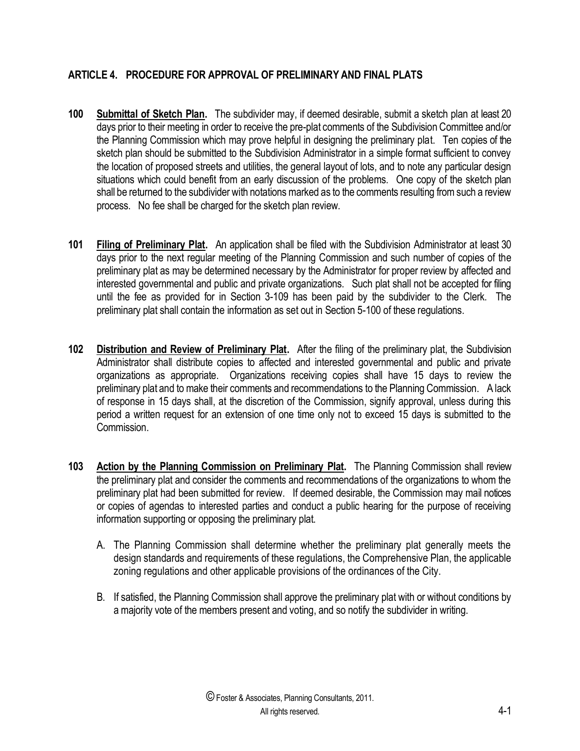# ARTICLE 4. PROCEDURE FOR APPROVAL OF PRELIMINARY AND FINAL PLATS

**100** **Submittal of Sketch Plan.** The subdivider may, if deemed desirable, submit a sketch plan at least 20 days prior to their meeting in order to receive the pre-plat comments of the Subdivision Committee and/or the Planning Commission which may prove helpful in designing the preliminary plat. Ten copies of the sketch plan should be submitted to the Subdivision Administrator in a simple format sufficient to convey the location of proposed streets and utilities, the general layout of lots, and to note any particular design situations which could benefit from an early discussion of the problems. One copy of the sketch plan shall be returned to the subdivider with notations marked as to the comments resulting from such a review process. No fee shall be charged for the sketch plan review.

**101** **Filing of Preliminary Plat.** An application shall be filed with the Subdivision Administrator at least 30 days prior to the next regular meeting of the Planning Commission and such number of copies of the preliminary plat as may be determined necessary by the Administrator for proper review by affected and interested governmental and public and private organizations. Such plat shall not be accepted for filing until the fee as provided for in Section 3-109 has been paid by the subdivider to the Clerk. The preliminary plat shall contain the information as set out in Section 5-100 of these regulations.

**102** **Distribution and Review of Preliminary Plat.** After the filing of the preliminary plat, the Subdivision Administrator shall distribute copies to affected and interested governmental and public and private organizations as appropriate. Organizations receiving copies shall have 15 days to review the preliminary plat and to make their comments and recommendations to the Planning Commission. A lack of response in 15 days shall, at the discretion of the Commission, signify approval, unless during this period a written request for an extension of one time only not to exceed 15 days is submitted to the Commission.

**103** **Action by the Planning Commission on Preliminary Plat.** The Planning Commission shall review the preliminary plat and consider the comments and recommendations of the organizations to whom the preliminary plat had been submitted for review. If deemed desirable, the Commission may mail notices or copies of agendas to interested parties and conduct a public hearing for the purpose of receiving information supporting or opposing the preliminary plat.

A. The Planning Commission shall determine whether the preliminary plat generally meets the design standards and requirements of these regulations, the Comprehensive Plan, the applicable zoning regulations and other applicable provisions of the ordinances of the City.

B. If satisfied, the Planning Commission shall approve the preliminary plat with or without conditions by a majority vote of the members present and voting, and so notify the subdivider in writing.

© Foster & Associates, Planning Consultants, 2011.
All rights reserved.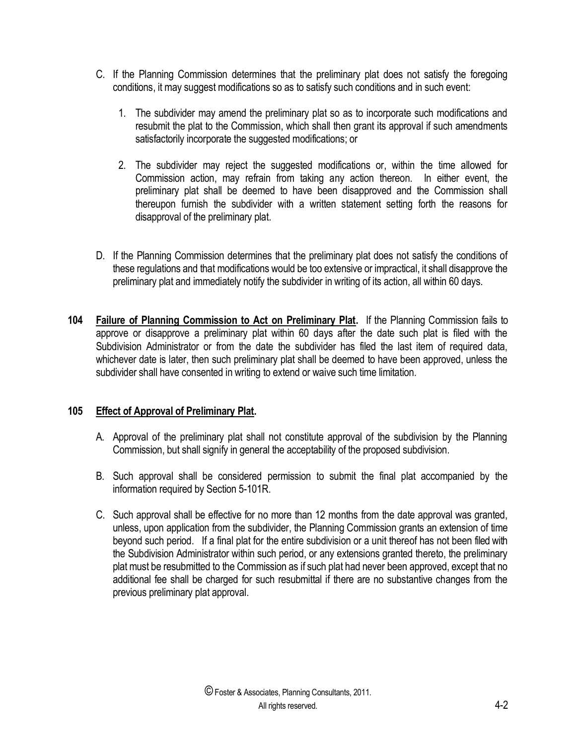C. If the Planning Commission determines that the preliminary plat does not satisfy the foregoing conditions, it may suggest modifications so as to satisfy such conditions and in such event:

   1. The subdivider may amend the preliminary plat so as to incorporate such modifications and resubmit the plat to the Commission, which shall then grant its approval if such amendments satisfactorily incorporate the suggested modifications; or

   2. The subdivider may reject the suggested modifications or, within the time allowed for Commission action, may refrain from taking any action thereon. In either event, the preliminary plat shall be deemed to have been disapproved and the Commission shall thereupon furnish the subdivider with a written statement setting forth the reasons for disapproval of the preliminary plat.

D. If the Planning Commission determines that the preliminary plat does not satisfy the conditions of these regulations and that modifications would be too extensive or impractical, it shall disapprove the preliminary plat and immediately notify the subdivider in writing of its action, all within 60 days.

**104 <u>Failure of Planning Commission to Act on Preliminary Plat</u>.** If the Planning Commission fails to approve or disapprove a preliminary plat within 60 days after the date such plat is filed with the Subdivision Administrator or from the date the subdivider has filed the last item of required data, whichever date is later, then such preliminary plat shall be deemed to have been approved, unless the subdivider shall have consented in writing to extend or waive such time limitation.

**105 <u>Effect of Approval of Preliminary Plat</u>.**

A. Approval of the preliminary plat shall not constitute approval of the subdivision by the Planning Commission, but shall signify in general the acceptability of the proposed subdivision.

B. Such approval shall be considered permission to submit the final plat accompanied by the information required by Section 5-101R.

C. Such approval shall be effective for no more than 12 months from the date approval was granted, unless, upon application from the subdivider, the Planning Commission grants an extension of time beyond such period. If a final plat for the entire subdivision or a unit thereof has not been filed with the Subdivision Administrator within such period, or any extensions granted thereto, the preliminary plat must be resubmitted to the Commission as if such plat had never been approved, except that no additional fee shall be charged for such resubmittal if there are no substantive changes from the previous preliminary plat approval.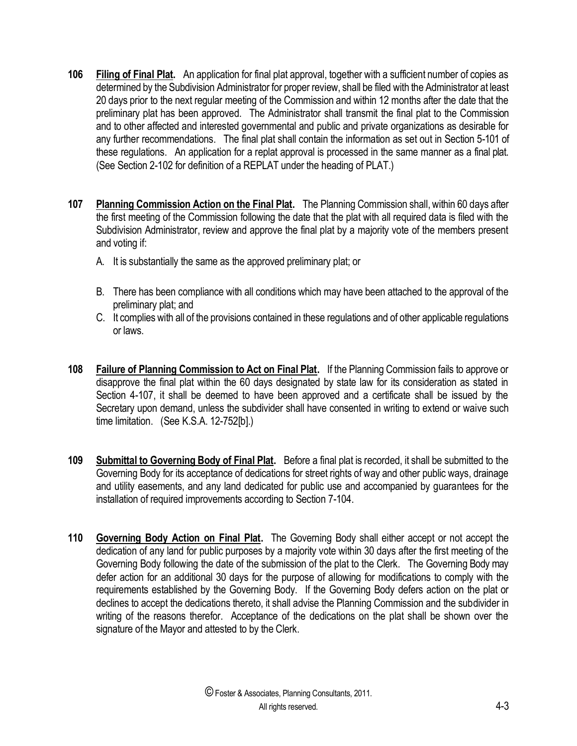**106** **Filing of Final Plat.** An application for final plat approval, together with a sufficient number of copies as determined by the Subdivision Administrator for proper review, shall be filed with the Administrator at least 20 days prior to the next regular meeting of the Commission and within 12 months after the date that the preliminary plat has been approved. The Administrator shall transmit the final plat to the Commission and to other affected and interested governmental and public and private organizations as desirable for any further recommendations. The final plat shall contain the information as set out in Section 5-101 of these regulations. An application for a replat approval is processed in the same manner as a final plat. (See Section 2-102 for definition of a REPLAT under the heading of PLAT.)

**107** **Planning Commission Action on the Final Plat.** The Planning Commission shall, within 60 days after the first meeting of the Commission following the date that the plat with all required data is filed with the Subdivision Administrator, review and approve the final plat by a majority vote of the members present and voting if:

A. It is substantially the same as the approved preliminary plat; or

B. There has been compliance with all conditions which may have been attached to the approval of the preliminary plat; and

C. It complies with all of the provisions contained in these regulations and of other applicable regulations or laws.

**108** **Failure of Planning Commission to Act on Final Plat.** If the Planning Commission fails to approve or disapprove the final plat within the 60 days designated by state law for its consideration as stated in Section 4-107, it shall be deemed to have been approved and a certificate shall be issued by the Secretary upon demand, unless the subdivider shall have consented in writing to extend or waive such time limitation. (See K.S.A. 12-752[b].)

**109** **Submittal to Governing Body of Final Plat.** Before a final plat is recorded, it shall be submitted to the Governing Body for its acceptance of dedications for street rights of way and other public ways, drainage and utility easements, and any land dedicated for public use and accompanied by guarantees for the installation of required improvements according to Section 7-104.

**110** **Governing Body Action on Final Plat.** The Governing Body shall either accept or not accept the dedication of any land for public purposes by a majority vote within 30 days after the first meeting of the Governing Body following the date of the submission of the plat to the Clerk. The Governing Body may defer action for an additional 30 days for the purpose of allowing for modifications to comply with the requirements established by the Governing Body. If the Governing Body defers action on the plat or declines to accept the dedications thereto, it shall advise the Planning Commission and the subdivider in writing of the reasons therefor. Acceptance of the dedications on the plat shall be shown over the signature of the Mayor and attested to by the Clerk.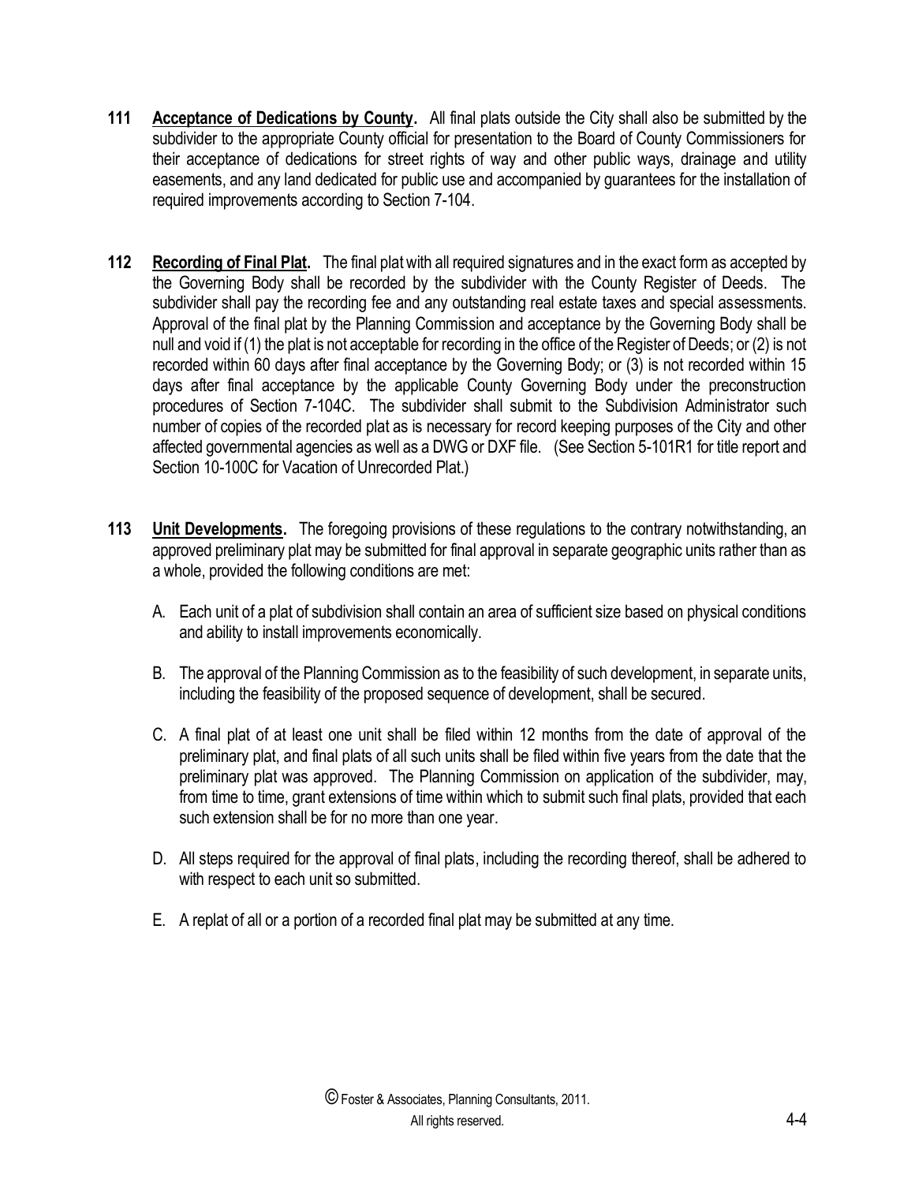**111** **Acceptance of Dedications by County.** All final plats outside the City shall also be submitted by the subdivider to the appropriate County official for presentation to the Board of County Commissioners for their acceptance of dedications for street rights of way and other public ways, drainage and utility easements, and any land dedicated for public use and accompanied by guarantees for the installation of required improvements according to Section 7-104.

**112** **Recording of Final Plat.** The final plat with all required signatures and in the exact form as accepted by the Governing Body shall be recorded by the subdivider with the County Register of Deeds. The subdivider shall pay the recording fee and any outstanding real estate taxes and special assessments. Approval of the final plat by the Planning Commission and acceptance by the Governing Body shall be null and void if (1) the plat is not acceptable for recording in the office of the Register of Deeds; or (2) is not recorded within 60 days after final acceptance by the Governing Body; or (3) is not recorded within 15 days after final acceptance by the applicable County Governing Body under the preconstruction procedures of Section 7-104C. The subdivider shall submit to the Subdivision Administrator such number of copies of the recorded plat as is necessary for record keeping purposes of the City and other affected governmental agencies as well as a DWG or DXF file. (See Section 5-101R1 for title report and Section 10-100C for Vacation of Unrecorded Plat.)

**113** **Unit Developments.** The foregoing provisions of these regulations to the contrary notwithstanding, an approved preliminary plat may be submitted for final approval in separate geographic units rather than as a whole, provided the following conditions are met:

A. Each unit of a plat of subdivision shall contain an area of sufficient size based on physical conditions and ability to install improvements economically.

B. The approval of the Planning Commission as to the feasibility of such development, in separate units, including the feasibility of the proposed sequence of development, shall be secured.

C. A final plat of at least one unit shall be filed within 12 months from the date of approval of the preliminary plat, and final plats of all such units shall be filed within five years from the date that the preliminary plat was approved. The Planning Commission on application of the subdivider, may, from time to time, grant extensions of time within which to submit such final plats, provided that each such extension shall be for no more than one year.

D. All steps required for the approval of final plats, including the recording thereof, shall be adhered to with respect to each unit so submitted.

E. A replat of all or a portion of a recorded final plat may be submitted at any time.

© Foster & Associates, Planning Consultants, 2011.
All rights reserved.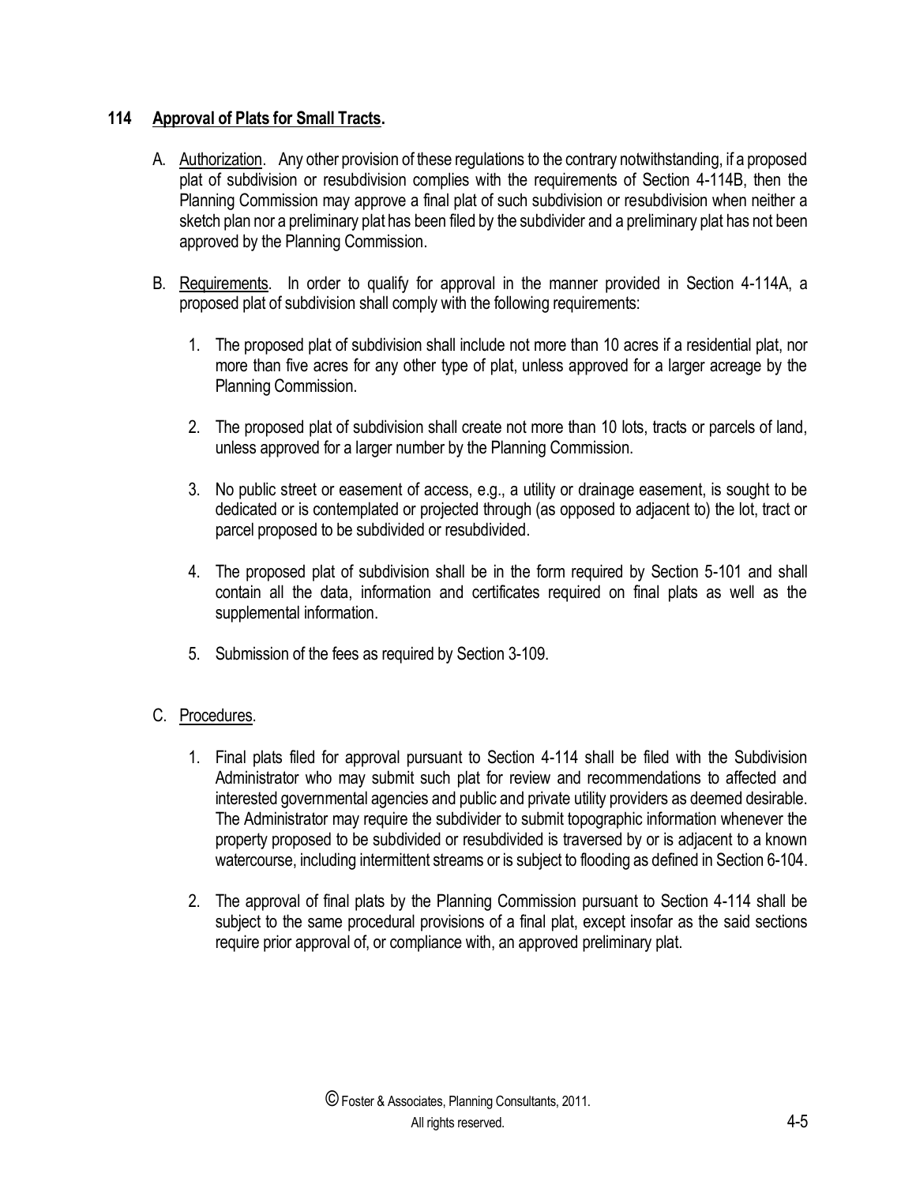## 114 Approval of Plats for Small Tracts.

A. Authorization. Any other provision of these regulations to the contrary notwithstanding, if a proposed plat of subdivision or resubdivision complies with the requirements of Section 4-114B, then the Planning Commission may approve a final plat of such subdivision or resubdivision when neither a sketch plan nor a preliminary plat has been filed by the subdivider and a preliminary plat has not been approved by the Planning Commission.

B. Requirements. In order to qualify for approval in the manner provided in Section 4-114A, a proposed plat of subdivision shall comply with the following requirements:

1. The proposed plat of subdivision shall include not more than 10 acres if a residential plat, nor more than five acres for any other type of plat, unless approved for a larger acreage by the Planning Commission.

2. The proposed plat of subdivision shall create not more than 10 lots, tracts or parcels of land, unless approved for a larger number by the Planning Commission.

3. No public street or easement of access, e.g., a utility or drainage easement, is sought to be dedicated or is contemplated or projected through (as opposed to adjacent to) the lot, tract or parcel proposed to be subdivided or resubdivided.

4. The proposed plat of subdivision shall be in the form required by Section 5-101 and shall contain all the data, information and certificates required on final plats as well as the supplemental information.

5. Submission of the fees as required by Section 3-109.

C. Procedures.

1. Final plats filed for approval pursuant to Section 4-114 shall be filed with the Subdivision Administrator who may submit such plat for review and recommendations to affected and interested governmental agencies and public and private utility providers as deemed desirable. The Administrator may require the subdivider to submit topographic information whenever the property proposed to be subdivided or resubdivided is traversed by or is adjacent to a known watercourse, including intermittent streams or is subject to flooding as defined in Section 6-104.

2. The approval of final plats by the Planning Commission pursuant to Section 4-114 shall be subject to the same procedural provisions of a final plat, except insofar as the said sections require prior approval of, or compliance with, an approved preliminary plat.

© Foster & Associates, Planning Consultants, 2011.
All rights reserved.